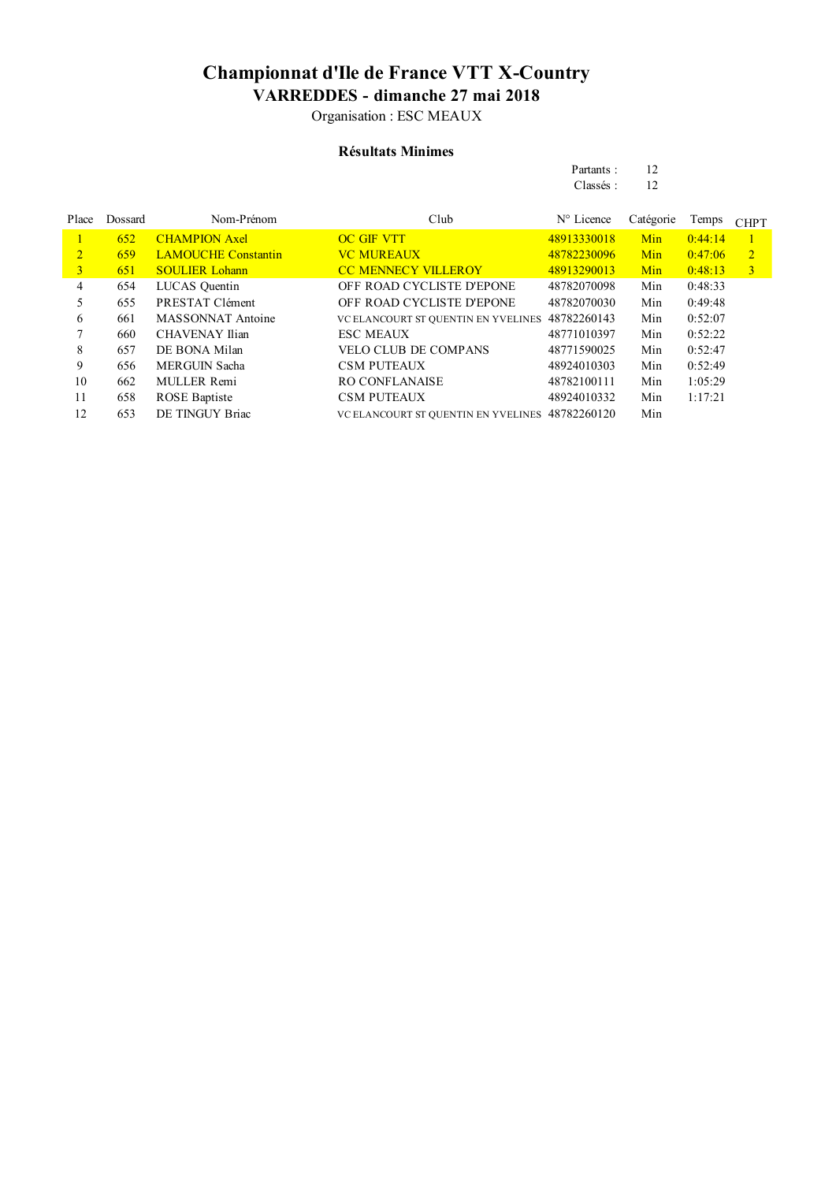# Championnat d'Ile de France VTT X-Country

## VARREDDES - dimanche 27 mai 2018

Organisation : ESC MEAUX

### Résultats Minimes

Partants : 12
Classés : 12

| Place | Dossard | Nom-Prénom | Club | N° Licence | Catégorie | Temps | CHPT |
|---|---|---|---|---|---|---|---|
| 1 | 652 | CHAMPION Axel | OC GIF VTT | 48913330018 | Min | 0:44:14 | 1 |
| 2 | 659 | LAMOUCHE Constantin | VC MUREAUX | 48782230096 | Min | 0:47:06 | 2 |
| 3 | 651 | SOULIER Lohann | CC MENNECY VILLEROY | 48913290013 | Min | 0:48:13 | 3 |
| 4 | 654 | LUCAS Quentin | OFF ROAD CYCLISTE D'EPONE | 48782070098 | Min | 0:48:33 | |
| 5 | 655 | PRESTAT Clément | OFF ROAD CYCLISTE D'EPONE | 48782070030 | Min | 0:49:48 | |
| 6 | 661 | MASSONNAT Antoine | VC ELANCOURT ST QUENTIN EN YVELINES | 48782260143 | Min | 0:52:07 | |
| 7 | 660 | CHAVENAY Ilian | ESC MEAUX | 48771010397 | Min | 0:52:22 | |
| 8 | 657 | DE BONA Milan | VELO CLUB DE COMPANS | 48771590025 | Min | 0:52:47 | |
| 9 | 656 | MERGUIN Sacha | CSM PUTEAUX | 48924010303 | Min | 0:52:49 | |
| 10 | 662 | MULLER Remi | RO CONFLANAISE | 48782100111 | Min | 1:05:29 | |
| 11 | 658 | ROSE Baptiste | CSM PUTEAUX | 48924010332 | Min | 1:17:21 | |
| 12 | 653 | DE TINGUY Briac | VC ELANCOURT ST QUENTIN EN YVELINES | 48782260120 | Min | | |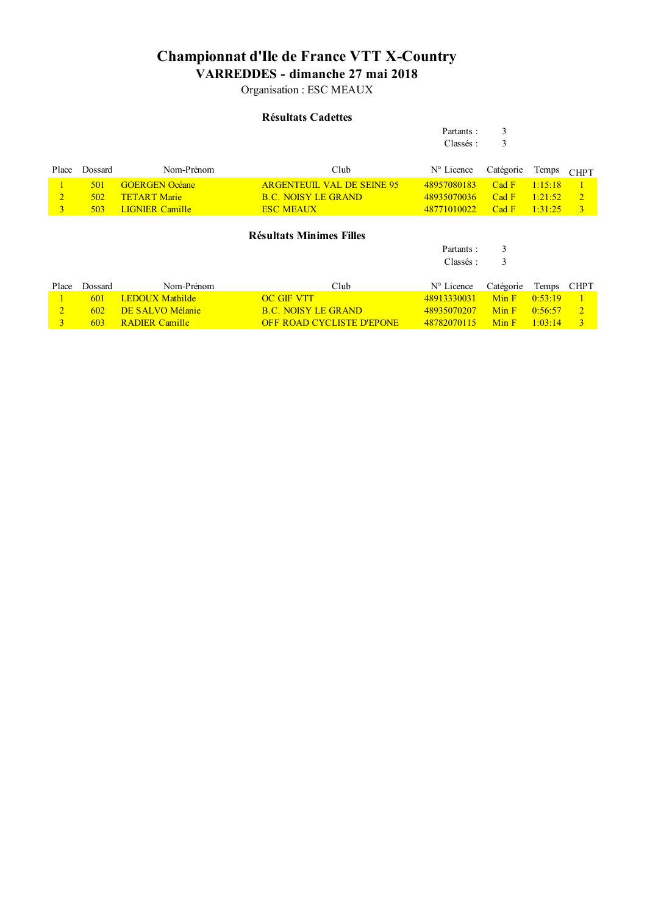# Championnat d'Ile de France VTT X-Country

## VARREDDES - dimanche 27 mai 2018

Organisation : ESC MEAUX

### Résultats Cadettes

Partants : 3
Classés : 3

| Place | Dossard | Nom-Prénom | Club | N° Licence | Catégorie | Temps | CHPT |
|---|---|---|---|---|---|---|---|
| 1 | 501 | GOERGEN Océane | ARGENTEUIL VAL DE SEINE 95 | 48957080183 | Cad F | 1:15:18 | 1 |
| 2 | 502 | TETART Marie | B.C. NOISY LE GRAND | 48935070036 | Cad F | 1:21:52 | 2 |
| 3 | 503 | LIGNIER Camille | ESC MEAUX | 48771010022 | Cad F | 1:31:25 | 3 |

### Résultats Minimes Filles

Partants : 3
Classés : 3

| Place | Dossard | Nom-Prénom | Club | N° Licence | Catégorie | Temps | CHPT |
|---|---|---|---|---|---|---|---|
| 1 | 601 | LEDOUX Mathilde | OC GIF VTT | 48913330031 | Min F | 0:53:19 | 1 |
| 2 | 602 | DE SALVO Mélanie | B.C. NOISY LE GRAND | 48935070207 | Min F | 0:56:57 | 2 |
| 3 | 603 | RADIER Camille | OFF ROAD CYCLISTE D'EPONE | 48782070115 | Min F | 1:03:14 | 3 |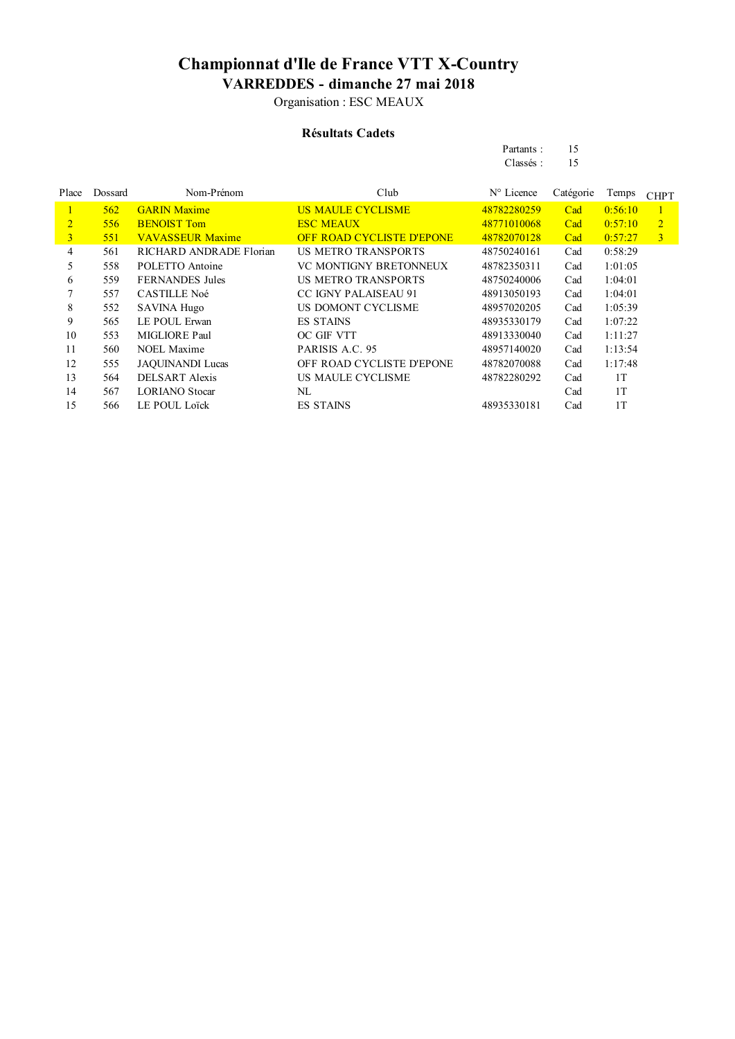# Championnat d'Ile de France VTT X-Country

## VARREDDES - dimanche 27 mai 2018

Organisation : ESC MEAUX

### Résultats Cadets

Partants : 15

Classés : 15

| Place | Dossard | Nom-Prénom | Club | N° Licence | Catégorie | Temps | CHPT |
|---|---|---|---|---|---|---|---|
| 1 | 562 | GARIN Maxime | US MAULE CYCLISME | 48782280259 | Cad | 0:56:10 | 1 |
| 2 | 556 | BENOIST Tom | ESC MEAUX | 48771010068 | Cad | 0:57:10 | 2 |
| 3 | 551 | VAVASSEUR Maxime | OFF ROAD CYCLISTE D'EPONE | 48782070128 | Cad | 0:57:27 | 3 |
| 4 | 561 | RICHARD ANDRADE Florian | US METRO TRANSPORTS | 48750240161 | Cad | 0:58:29 | |
| 5 | 558 | POLETTO Antoine | VC MONTIGNY BRETONNEUX | 48782350311 | Cad | 1:01:05 | |
| 6 | 559 | FERNANDES Jules | US METRO TRANSPORTS | 48750240006 | Cad | 1:04:01 | |
| 7 | 557 | CASTILLE Noé | CC IGNY PALAISEAU 91 | 48913050193 | Cad | 1:04:01 | |
| 8 | 552 | SAVINA Hugo | US DOMONT CYCLISME | 48957020205 | Cad | 1:05:39 | |
| 9 | 565 | LE POUL Erwan | ES STAINS | 48935330179 | Cad | 1:07:22 | |
| 10 | 553 | MIGLIORE Paul | OC GIF VTT | 48913330040 | Cad | 1:11:27 | |
| 11 | 560 | NOEL Maxime | PARISIS A.C. 95 | 48957140020 | Cad | 1:13:54 | |
| 12 | 555 | JAQUINANDI Lucas | OFF ROAD CYCLISTE D'EPONE | 48782070088 | Cad | 1:17:48 | |
| 13 | 564 | DELSART Alexis | US MAULE CYCLISME | 48782280292 | Cad | 1T | |
| 14 | 567 | LORIANO Stocar | NL | | Cad | 1T | |
| 15 | 566 | LE POUL Loïck | ES STAINS | 48935330181 | Cad | 1T | |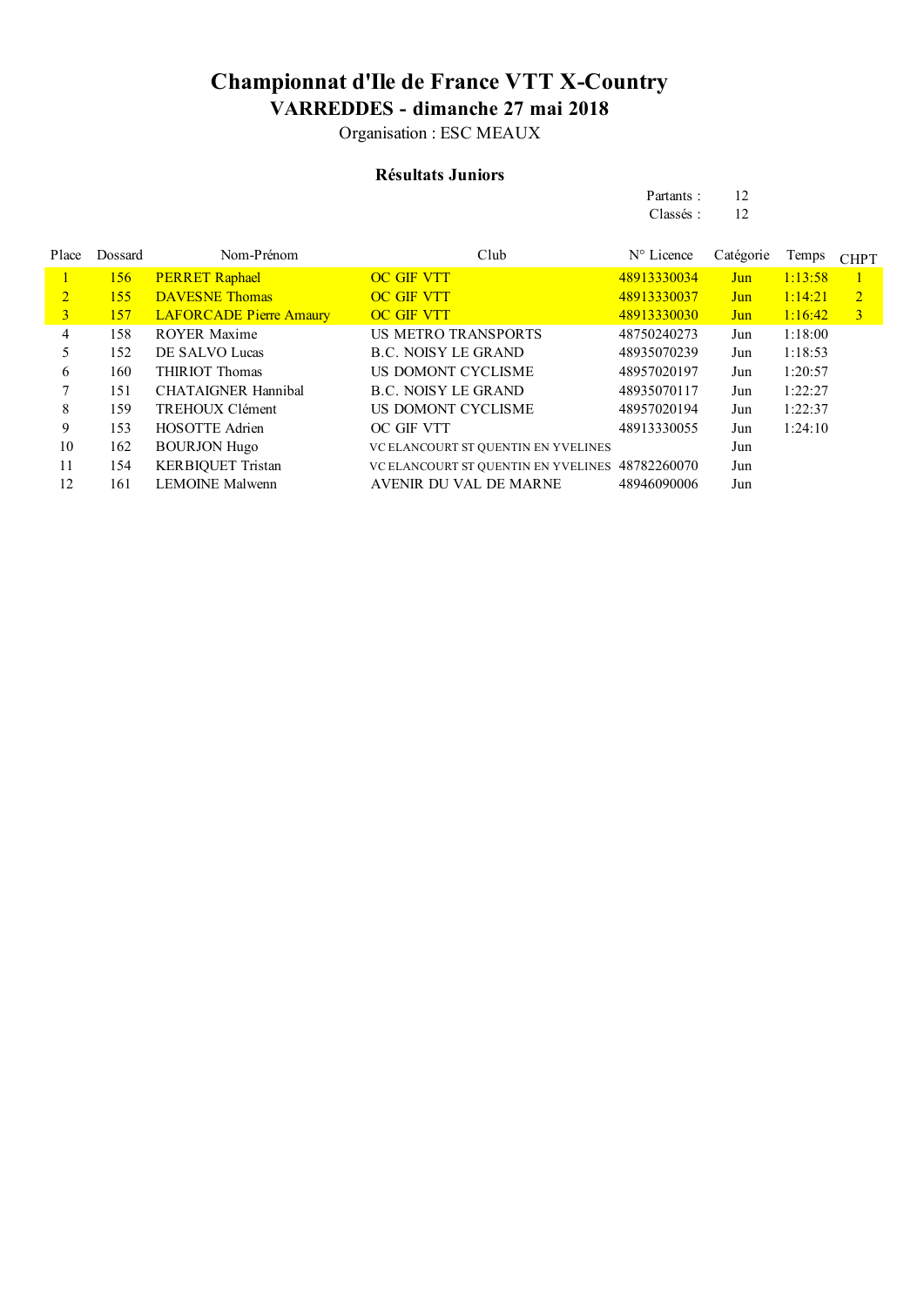# Championnat d'Ile de France VTT X-Country

## VARREDDES - dimanche 27 mai 2018

Organisation : ESC MEAUX

### Résultats Juniors

Partants : 12
Classés : 12

| Place | Dossard | Nom-Prénom | Club | N° Licence | Catégorie | Temps | CHPT |
|---|---|---|---|---|---|---|---|
| 1 | 156 | PERRET Raphael | OC GIF VTT | 48913330034 | Jun | 1:13:58 | 1 |
| 2 | 155 | DAVESNE Thomas | OC GIF VTT | 48913330037 | Jun | 1:14:21 | 2 |
| 3 | 157 | LAFORCADE Pierre Amaury | OC GIF VTT | 48913330030 | Jun | 1:16:42 | 3 |
| 4 | 158 | ROYER Maxime | US METRO TRANSPORTS | 48750240273 | Jun | 1:18:00 | |
| 5 | 152 | DE SALVO Lucas | B.C. NOISY LE GRAND | 48935070239 | Jun | 1:18:53 | |
| 6 | 160 | THIRIOT Thomas | US DOMONT CYCLISME | 48957020197 | Jun | 1:20:57 | |
| 7 | 151 | CHATAIGNER Hannibal | B.C. NOISY LE GRAND | 48935070117 | Jun | 1:22:27 | |
| 8 | 159 | TREHOUX Clément | US DOMONT CYCLISME | 48957020194 | Jun | 1:22:37 | |
| 9 | 153 | HOSOTTE Adrien | OC GIF VTT | 48913330055 | Jun | 1:24:10 | |
| 10 | 162 | BOURJON Hugo | VC ELANCOURT ST QUENTIN EN YVELINES | | Jun | | |
| 11 | 154 | KERBIQUET Tristan | VC ELANCOURT ST QUENTIN EN YVELINES | 48782260070 | Jun | | |
| 12 | 161 | LEMOINE Malwenn | AVENIR DU VAL DE MARNE | 48946090006 | Jun | | |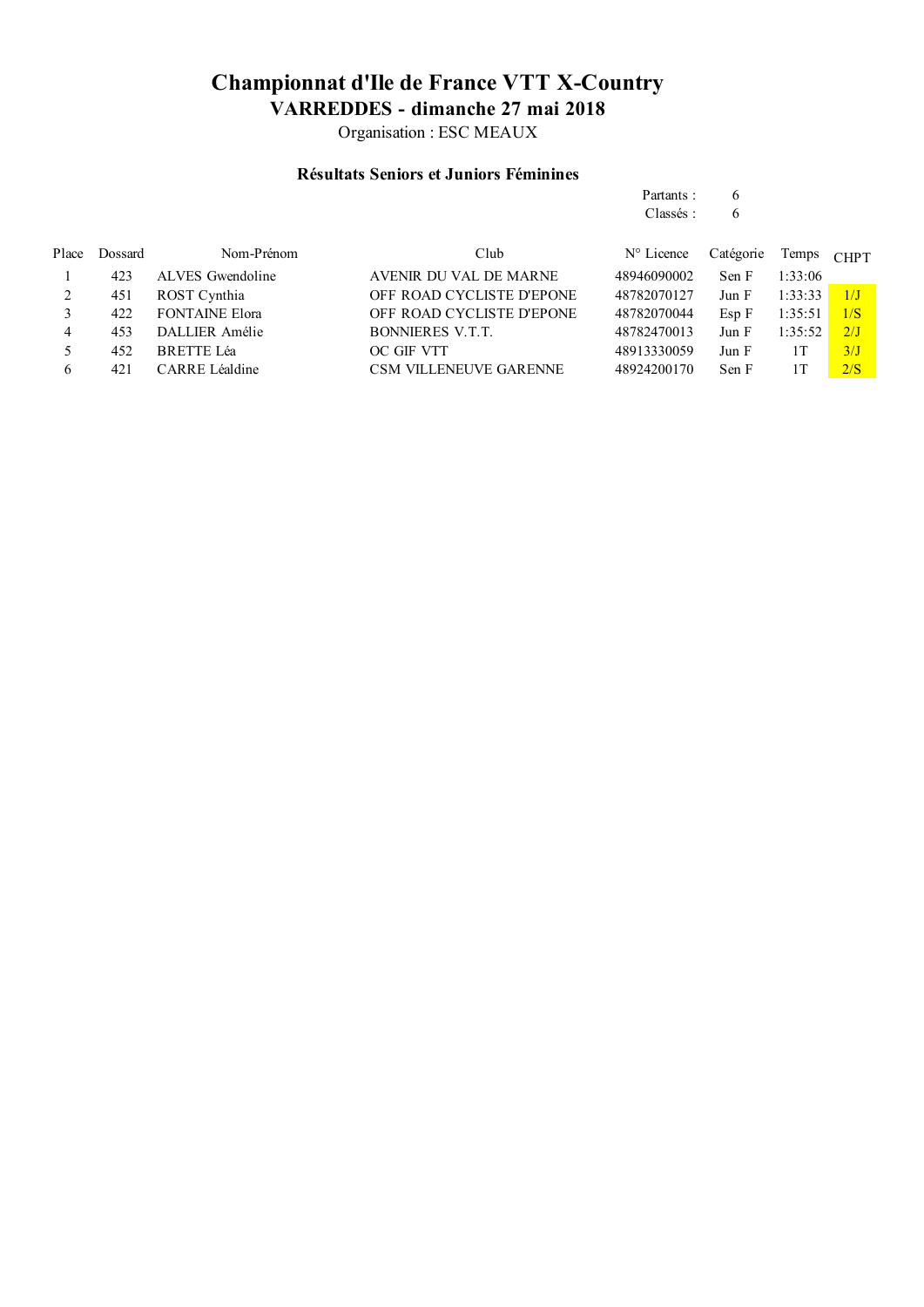# Championnat d'Ile de France VTT X-Country

## VARREDDES - dimanche 27 mai 2018

Organisation : ESC MEAUX

### Résultats Seniors et Juniors Féminines

Partants : 6
Classés : 6

| Place | Dossard | Nom-Prénom | Club | N° Licence | Catégorie | Temps | CHPT |
|---|---|---|---|---|---|---|---|
| 1 | 423 | ALVES Gwendoline | AVENIR DU VAL DE MARNE | 48946090002 | Sen F | 1:33:06 | |
| 2 | 451 | ROST Cynthia | OFF ROAD CYCLISTE D'EPONE | 48782070127 | Jun F | 1:33:33 | 1/J |
| 3 | 422 | FONTAINE Elora | OFF ROAD CYCLISTE D'EPONE | 48782070044 | Esp F | 1:35:51 | 1/S |
| 4 | 453 | DALLIER Amélie | BONNIERES V.T.T. | 48782470013 | Jun F | 1:35:52 | 2/J |
| 5 | 452 | BRETTE Léa | OC GIF VTT | 48913330059 | Jun F | 1T | 3/J |
| 6 | 421 | CARRE Léaldine | CSM VILLENEUVE GARENNE | 48924200170 | Sen F | 1T | 2/S |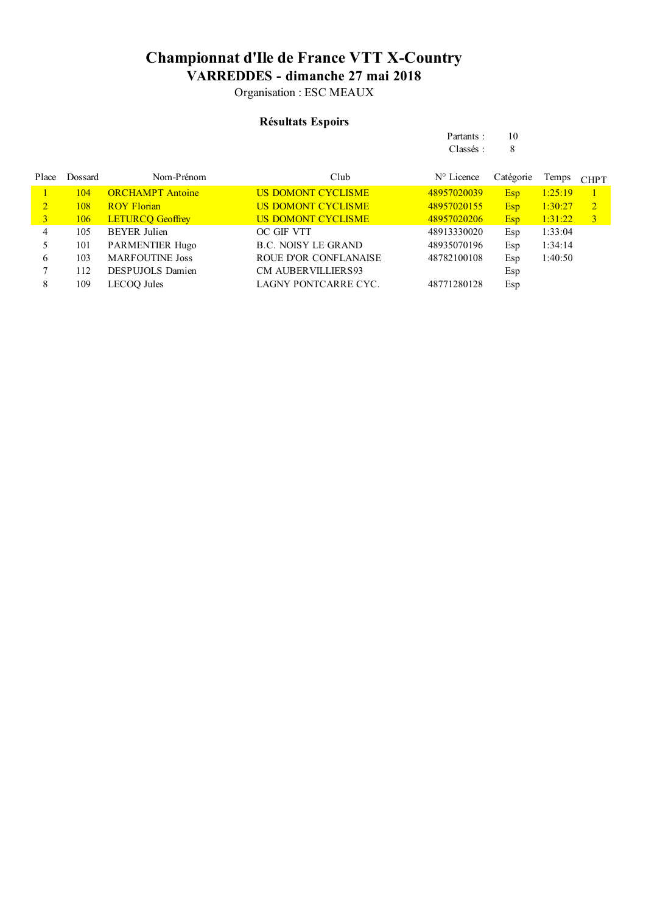# Championnat d'Ile de France VTT X-Country

## VARREDDES - dimanche 27 mai 2018

Organisation : ESC MEAUX

### Résultats Espoirs

Partants : 10
Classés : 8

| Place | Dossard | Nom-Prénom | Club | N° Licence | Catégorie | Temps | CHPT |
|---|---|---|---|---|---|---|---|
| 1 | 104 | ORCHAMPT Antoine | US DOMONT CYCLISME | 48957020039 | Esp | 1:25:19 | 1 |
| 2 | 108 | ROY Florian | US DOMONT CYCLISME | 48957020155 | Esp | 1:30:27 | 2 |
| 3 | 106 | LETURCQ Geoffrey | US DOMONT CYCLISME | 48957020206 | Esp | 1:31:22 | 3 |
| 4 | 105 | BEYER Julien | OC GIF VTT | 48913330020 | Esp | 1:33:04 | |
| 5 | 101 | PARMENTIER Hugo | B.C. NOISY LE GRAND | 48935070196 | Esp | 1:34:14 | |
| 6 | 103 | MARFOUTINE Joss | ROUE D'OR CONFLANAISE | 48782100108 | Esp | 1:40:50 | |
| 7 | 112 | DESPUJOLS Damien | CM AUBERVILLIERS93 | | Esp | | |
| 8 | 109 | LECOQ Jules | LAGNY PONTCARRE CYC. | 48771280128 | Esp | | |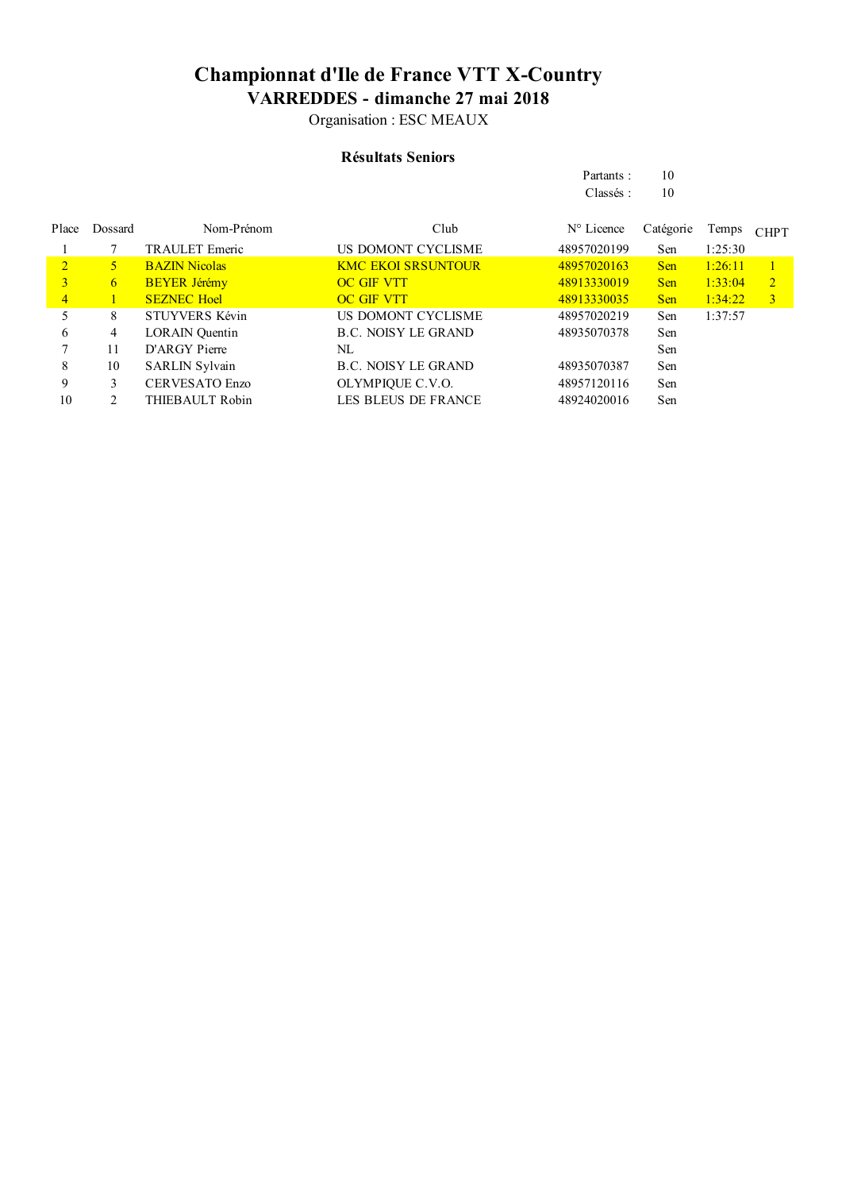# Championnat d'Ile de France VTT X-Country

## VARREDDES - dimanche 27 mai 2018

Organisation : ESC MEAUX

### Résultats Seniors

Partants : 10

Classés : 10

| Place | Dossard | Nom-Prénom | Club | N° Licence | Catégorie | Temps | CHPT |
|---|---|---|---|---|---|---|---|
| 1 | 7 | TRAULET Emeric | US DOMONT CYCLISME | 48957020199 | Sen | 1:25:30 | |
| 2 | 5 | BAZIN Nicolas | KMC EKOI SRSUNTOUR | 48957020163 | Sen | 1:26:11 | 1 |
| 3 | 6 | BEYER Jérémy | OC GIF VTT | 48913330019 | Sen | 1:33:04 | 2 |
| 4 | 1 | SEZNEC Hoel | OC GIF VTT | 48913330035 | Sen | 1:34:22 | 3 |
| 5 | 8 | STUYVERS Kévin | US DOMONT CYCLISME | 48957020219 | Sen | 1:37:57 | |
| 6 | 4 | LORAIN Quentin | B.C. NOISY LE GRAND | 48935070378 | Sen | | |
| 7 | 11 | D'ARGY Pierre | NL | | Sen | | |
| 8 | 10 | SARLIN Sylvain | B.C. NOISY LE GRAND | 48935070387 | Sen | | |
| 9 | 3 | CERVESATO Enzo | OLYMPIQUE C.V.O. | 48957120116 | Sen | | |
| 10 | 2 | THIEBAULT Robin | LES BLEUS DE FRANCE | 48924020016 | Sen | | |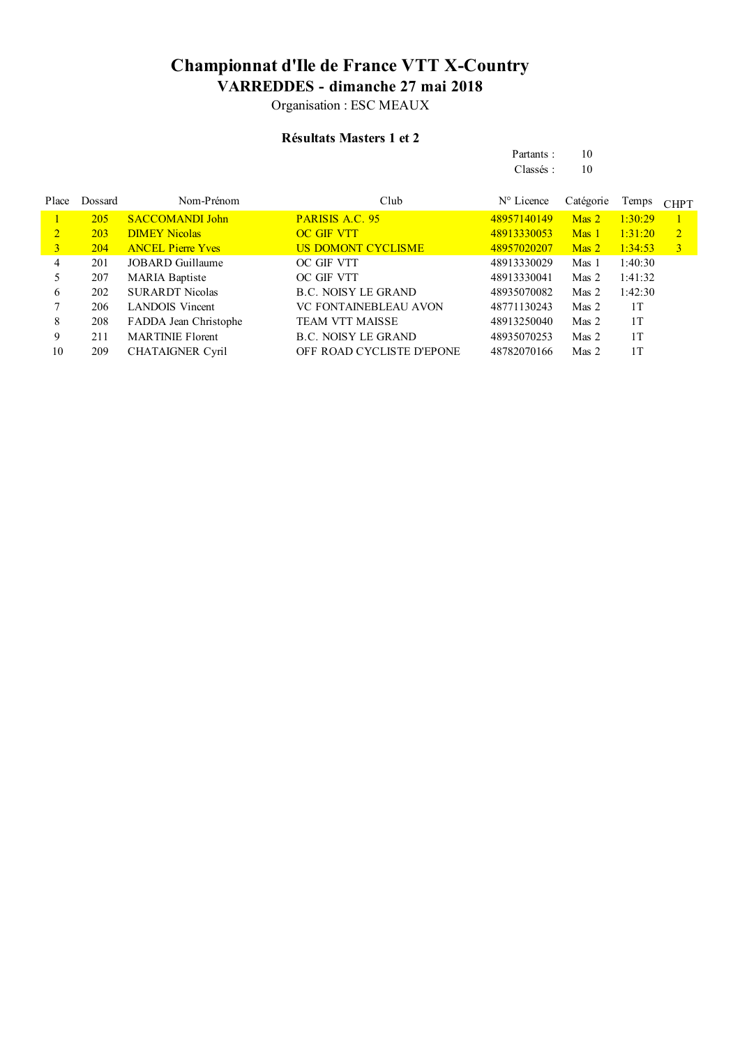# Championnat d'Ile de France VTT X-Country

## VARREDDES - dimanche 27 mai 2018

Organisation : ESC MEAUX

### Résultats Masters 1 et 2

Partants : 10
Classés : 10

| Place | Dossard | Nom-Prénom | Club | N° Licence | Catégorie | Temps | CHPT |
|---|---|---|---|---|---|---|---|
| 1 | 205 | SACCOMANDI John | PARISIS A.C. 95 | 48957140149 | Mas 2 | 1:30:29 | 1 |
| 2 | 203 | DIMEY Nicolas | OC GIF VTT | 48913330053 | Mas 1 | 1:31:20 | 2 |
| 3 | 204 | ANCEL Pierre Yves | US DOMONT CYCLISME | 48957020207 | Mas 2 | 1:34:53 | 3 |
| 4 | 201 | JOBARD Guillaume | OC GIF VTT | 48913330029 | Mas 1 | 1:40:30 | |
| 5 | 207 | MARIA Baptiste | OC GIF VTT | 48913330041 | Mas 2 | 1:41:32 | |
| 6 | 202 | SURARDT Nicolas | B.C. NOISY LE GRAND | 48935070082 | Mas 2 | 1:42:30 | |
| 7 | 206 | LANDOIS Vincent | VC FONTAINEBLEAU AVON | 48771130243 | Mas 2 | 1T | |
| 8 | 208 | FADDA Jean Christophe | TEAM VTT MAISSE | 48913250040 | Mas 2 | 1T | |
| 9 | 211 | MARTINIE Florent | B.C. NOISY LE GRAND | 48935070253 | Mas 2 | 1T | |
| 10 | 209 | CHATAIGNER Cyril | OFF ROAD CYCLISTE D'EPONE | 48782070166 | Mas 2 | 1T | |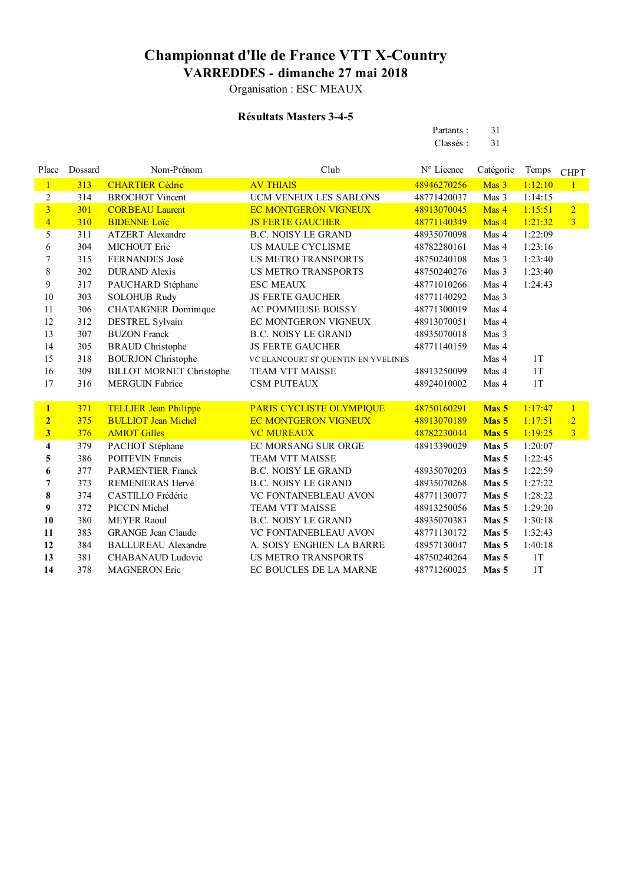# Championnat d'Ile de France VTT X-Country

## VARREDDES - dimanche 27 mai 2018

Organisation : ESC MEAUX

### Résultats Masters 3-4-5

Partants : 31
Classés : 31

| Place | Dossard | Nom-Prénom | Club | N° Licence | Catégorie | Temps | CHPT |
|---|---|---|---|---|---|---|---|
| 1 | 313 | CHARTIER Cédric | AV THIAIS | 48946270256 | Mas 3 | 1:12:10 | 1 |
| 2 | 314 | BROCHOT Vincent | UCM VENEUX LES SABLONS | 48771420037 | Mas 3 | 1:14:15 | |
| 3 | 301 | CORBEAU Laurent | EC MONTGERON VIGNEUX | 48913070045 | Mas 4 | 1:15:51 | 2 |
| 4 | 310 | BIDENNE Loïc | JS FERTE GAUCHER | 48771140349 | Mas 4 | 1:21:32 | 3 |
| 5 | 311 | ATZERT Alexandre | B.C. NOISY LE GRAND | 48935070098 | Mas 4 | 1:22:09 | |
| 6 | 304 | MICHOUT Eric | US MAULE CYCLISME | 48782280161 | Mas 4 | 1:23:16 | |
| 7 | 315 | FERNANDES José | US METRO TRANSPORTS | 48750240108 | Mas 3 | 1:23:40 | |
| 8 | 302 | DURAND Alexis | US METRO TRANSPORTS | 48750240276 | Mas 3 | 1:23:40 | |
| 9 | 317 | PAUCHARD Stéphane | ESC MEAUX | 48771010266 | Mas 4 | 1:24:43 | |
| 10 | 303 | SOLOHUB Rudy | JS FERTE GAUCHER | 48771140292 | Mas 3 | | |
| 11 | 306 | CHATAIGNER Dominique | AC POMMEUSE BOISSY | 48771300019 | Mas 4 | | |
| 12 | 312 | DESTREL Sylvain | EC MONTGERON VIGNEUX | 48913070051 | Mas 4 | | |
| 13 | 307 | BUZON Franck | B.C. NOISY LE GRAND | 48935070018 | Mas 3 | | |
| 14 | 305 | BRAUD Christophe | JS FERTE GAUCHER | 48771140159 | Mas 4 | | |
| 15 | 318 | BOURJON Christophe | VC ELANCOURT ST QUENTIN EN YVELINES | | Mas 4 | 1T | |
| 16 | 309 | BILLOT MORNET Christophe | TEAM VTT MAISSE | 48913250099 | Mas 4 | 1T | |
| 17 | 316 | MERGUIN Fabrice | CSM PUTEAUX | 48924010002 | Mas 4 | 1T | |
| | | | | | | | |
| **1** | 371 | TELLIER Jean Philippe | PARIS CYCLISTE OLYMPIQUE | 48750160291 | **Mas 5** | 1:17:47 | 1 |
| **2** | 375 | BULLIOT Jean Michel | EC MONTGERON VIGNEUX | 48913070189 | **Mas 5** | 1:17:51 | 2 |
| **3** | 376 | AMIOT Gilles | VC MUREAUX | 48782230044 | **Mas 5** | 1:19:25 | 3 |
| **4** | 379 | PACHOT Stéphane | EC MORSANG SUR ORGE | 48913390029 | **Mas 5** | 1:20:07 | |
| **5** | 386 | POITEVIN Francis | TEAM VTT MAISSE | | **Mas 5** | 1:22:45 | |
| **6** | 377 | PARMENTIER Franck | B.C. NOISY LE GRAND | 48935070203 | **Mas 5** | 1:22:59 | |
| **7** | 373 | REMENIERAS Hervé | B.C. NOISY LE GRAND | 48935070268 | **Mas 5** | 1:27:22 | |
| **8** | 374 | CASTILLO Frédéric | VC FONTAINEBLEAU AVON | 48771130077 | **Mas 5** | 1:28:22 | |
| **9** | 372 | PICCIN Michel | TEAM VTT MAISSE | 48913250056 | **Mas 5** | 1:29:20 | |
| **10** | 380 | MEYER Raoul | B.C. NOISY LE GRAND | 48935070383 | **Mas 5** | 1:30:18 | |
| **11** | 383 | GRANGE Jean Claude | VC FONTAINEBLEAU AVON | 48771130172 | **Mas 5** | 1:32:43 | |
| **12** | 384 | BALLUREAU Alexandre | A. SOISY ENGHIEN LA BARRE | 48957130047 | **Mas 5** | 1:40:18 | |
| **13** | 381 | CHABANAUD Ludovic | US METRO TRANSPORTS | 48750240264 | **Mas 5** | 1T | |
| **14** | 378 | MAGNERON Eric | EC BOUCLES DE LA MARNE | 48771260025 | **Mas 5** | 1T | |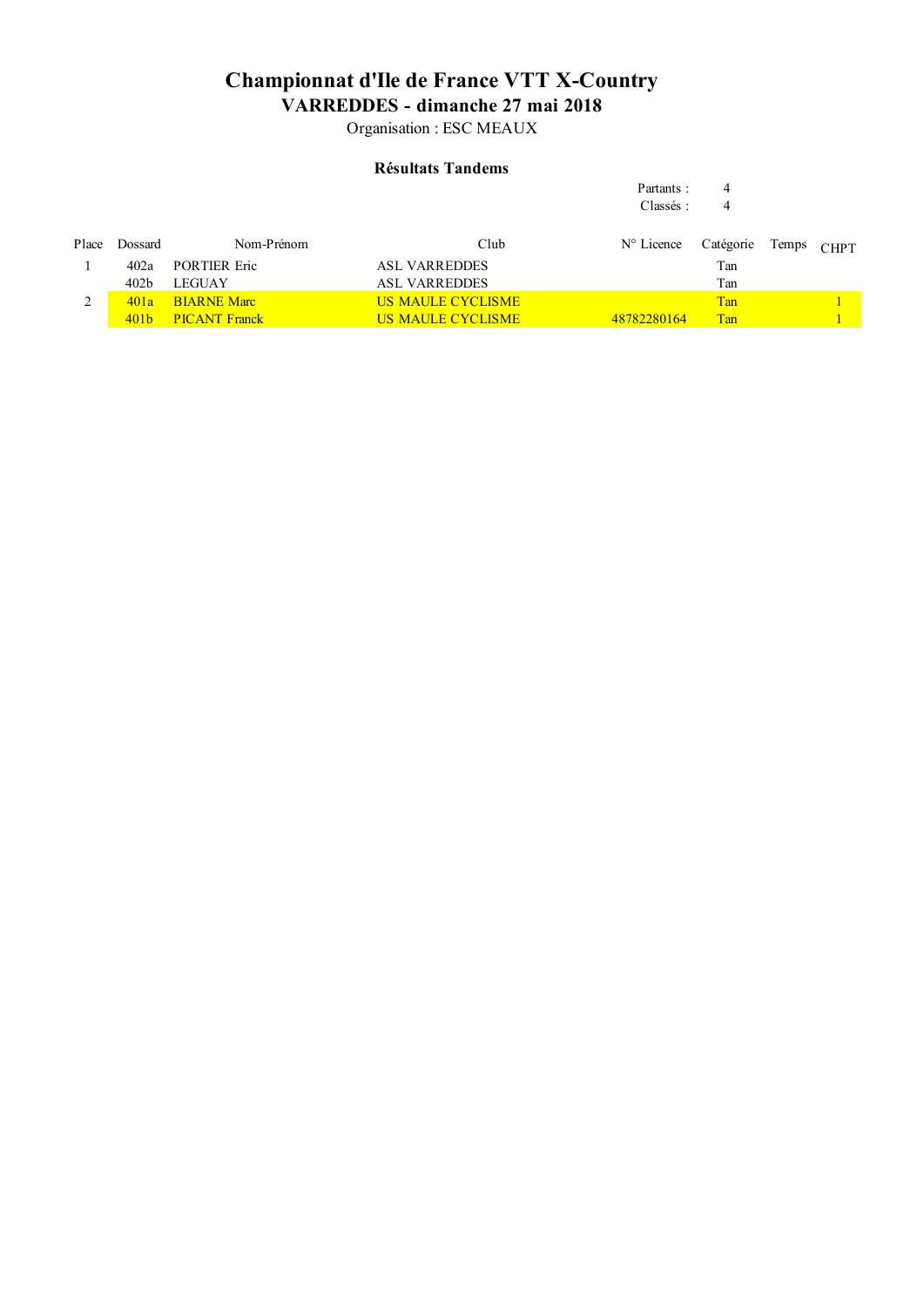# Championnat d'Ile de France VTT X-Country

## VARREDDES - dimanche 27 mai 2018

Organisation : ESC MEAUX

### Résultats Tandems

Partants : 4
Classés : 4

| Place | Dossard | Nom-Prénom | Club | N° Licence | Catégorie | Temps | CHPT |
|---|---|---|---|---|---|---|---|
| 1 | 402a | PORTIER Eric | ASL VARREDDES | | Tan | | |
| | 402b | LEGUAY | ASL VARREDDES | | Tan | | |
| 2 | 401a | BIARNE Marc | US MAULE CYCLISME | | Tan | | 1 |
| | 401b | PICANT Franck | US MAULE CYCLISME | 48782280164 | Tan | | 1 |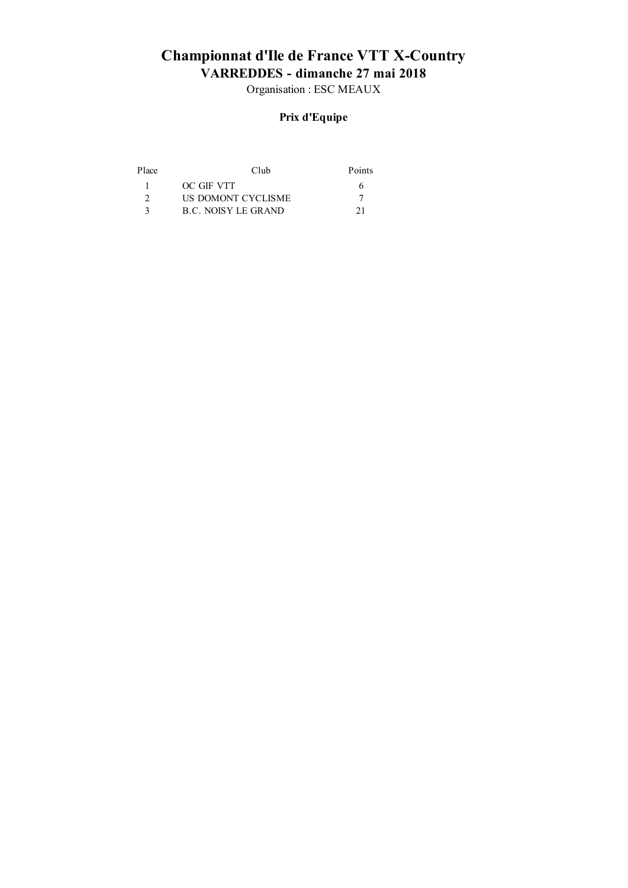# Championnat d'Ile de France VTT X-Country

## VARREDDES - dimanche 27 mai 2018

Organisation : ESC MEAUX

### Prix d'Equipe

| Place | Club | Points |
|---|---|---|
| 1 | OC GIF VTT | 6 |
| 2 | US DOMONT CYCLISME | 7 |
| 3 | B.C. NOISY LE GRAND | 21 |